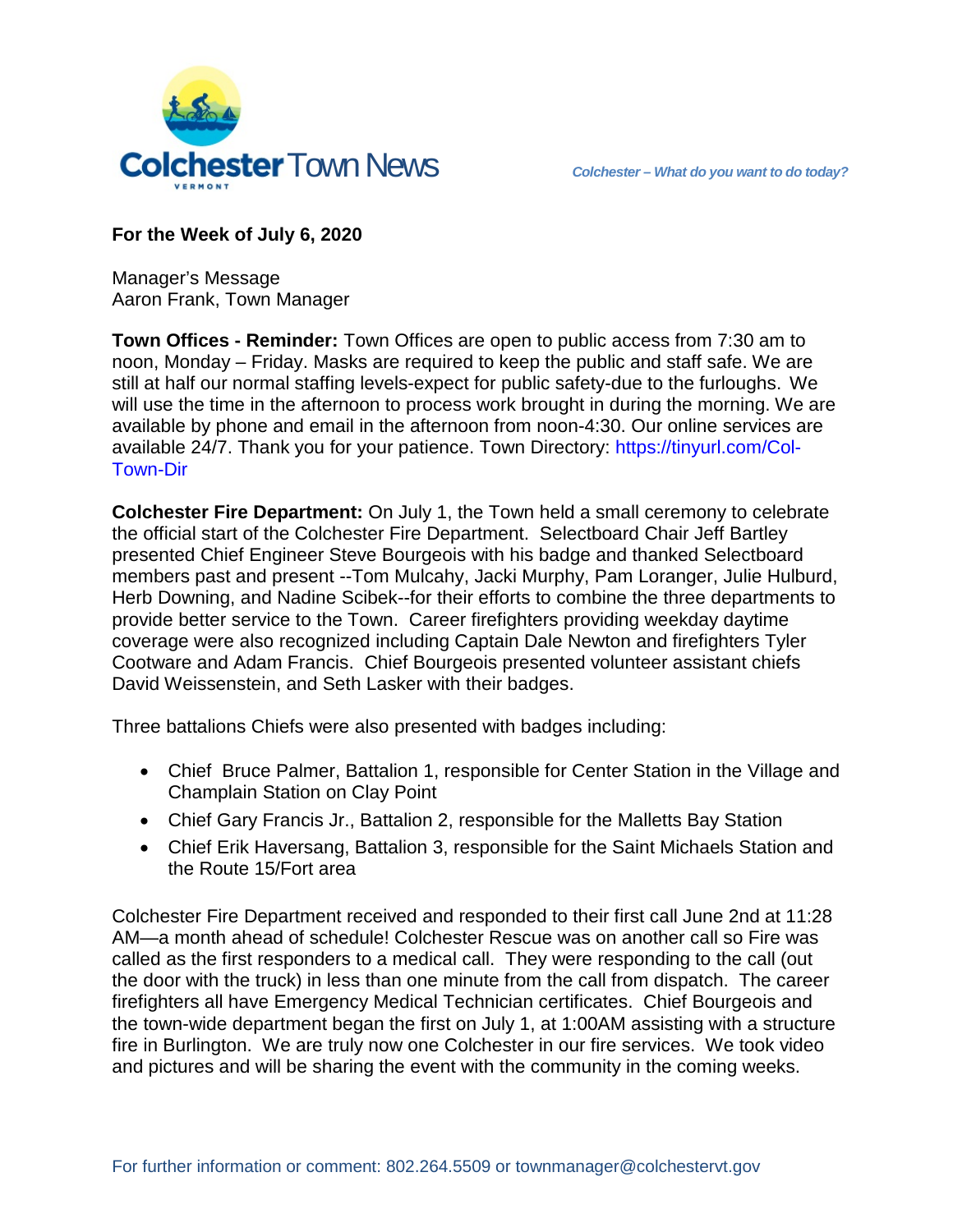# Colchester Town News

*Colchester – What do you want to do today?*

**For the Week of July 6, 2020**

Manager's Message
Aaron Frank, Town Manager

**Town Offices - Reminder:** Town Offices are open to public access from 7:30 am to noon, Monday – Friday. Masks are required to keep the public and staff safe. We are still at half our normal staffing levels-expect for public safety-due to the furloughs. We will use the time in the afternoon to process work brought in during the morning. We are available by phone and email in the afternoon from noon-4:30. Our online services are available 24/7. Thank you for your patience. Town Directory: https://tinyurl.com/Col-Town-Dir

**Colchester Fire Department:** On July 1, the Town held a small ceremony to celebrate the official start of the Colchester Fire Department. Selectboard Chair Jeff Bartley presented Chief Engineer Steve Bourgeois with his badge and thanked Selectboard members past and present --Tom Mulcahy, Jacki Murphy, Pam Loranger, Julie Hulburd, Herb Downing, and Nadine Scibek--for their efforts to combine the three departments to provide better service to the Town. Career firefighters providing weekday daytime coverage were also recognized including Captain Dale Newton and firefighters Tyler Cootware and Adam Francis. Chief Bourgeois presented volunteer assistant chiefs David Weissenstein, and Seth Lasker with their badges.

Three battalions Chiefs were also presented with badges including:

- Chief Bruce Palmer, Battalion 1, responsible for Center Station in the Village and Champlain Station on Clay Point
- Chief Gary Francis Jr., Battalion 2, responsible for the Malletts Bay Station
- Chief Erik Haversang, Battalion 3, responsible for the Saint Michaels Station and the Route 15/Fort area

Colchester Fire Department received and responded to their first call June 2nd at 11:28 AM—a month ahead of schedule! Colchester Rescue was on another call so Fire was called as the first responders to a medical call. They were responding to the call (out the door with the truck) in less than one minute from the call from dispatch. The career firefighters all have Emergency Medical Technician certificates. Chief Bourgeois and the town-wide department began the first on July 1, at 1:00AM assisting with a structure fire in Burlington. We are truly now one Colchester in our fire services. We took video and pictures and will be sharing the event with the community in the coming weeks.

For further information or comment: 802.264.5509 or townmanager@colchestervt.gov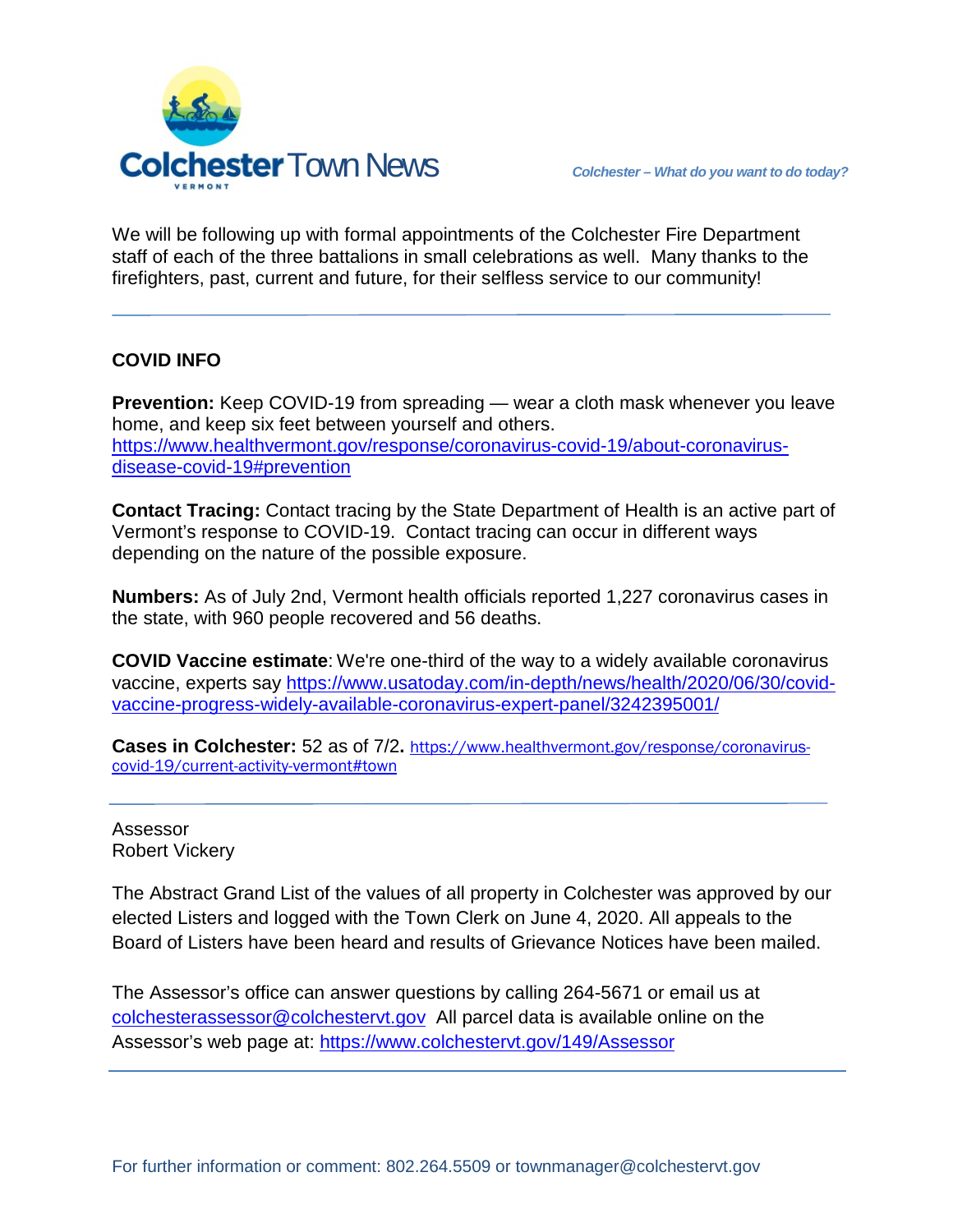We will be following up with formal appointments of the Colchester Fire Department staff of each of the three battalions in small celebrations as well. Many thanks to the firefighters, past, current and future, for their selfless service to our community!

---

**COVID INFO**

**Prevention:** Keep COVID-19 from spreading — wear a cloth mask whenever you leave home, and keep six feet between yourself and others. https://www.healthvermont.gov/response/coronavirus-covid-19/about-coronavirus-disease-covid-19#prevention

**Contact Tracing:** Contact tracing by the State Department of Health is an active part of Vermont's response to COVID-19. Contact tracing can occur in different ways depending on the nature of the possible exposure.

**Numbers:** As of July 2nd, Vermont health officials reported 1,227 coronavirus cases in the state, with 960 people recovered and 56 deaths.

**COVID Vaccine estimate**: We're one-third of the way to a widely available coronavirus vaccine, experts say https://www.usatoday.com/in-depth/news/health/2020/06/30/covid-vaccine-progress-widely-available-coronavirus-expert-panel/3242395001/

**Cases in Colchester:** 52 as of 7/2**.** https://www.healthvermont.gov/response/coronavirus-covid-19/current-activity-vermont#town

---

Assessor
Robert Vickery

The Abstract Grand List of the values of all property in Colchester was approved by our elected Listers and logged with the Town Clerk on June 4, 2020. All appeals to the Board of Listers have been heard and results of Grievance Notices have been mailed.

The Assessor's office can answer questions by calling 264-5671 or email us at colchesterassessor@colchestervt.gov All parcel data is available online on the Assessor's web page at: https://www.colchestervt.gov/149/Assessor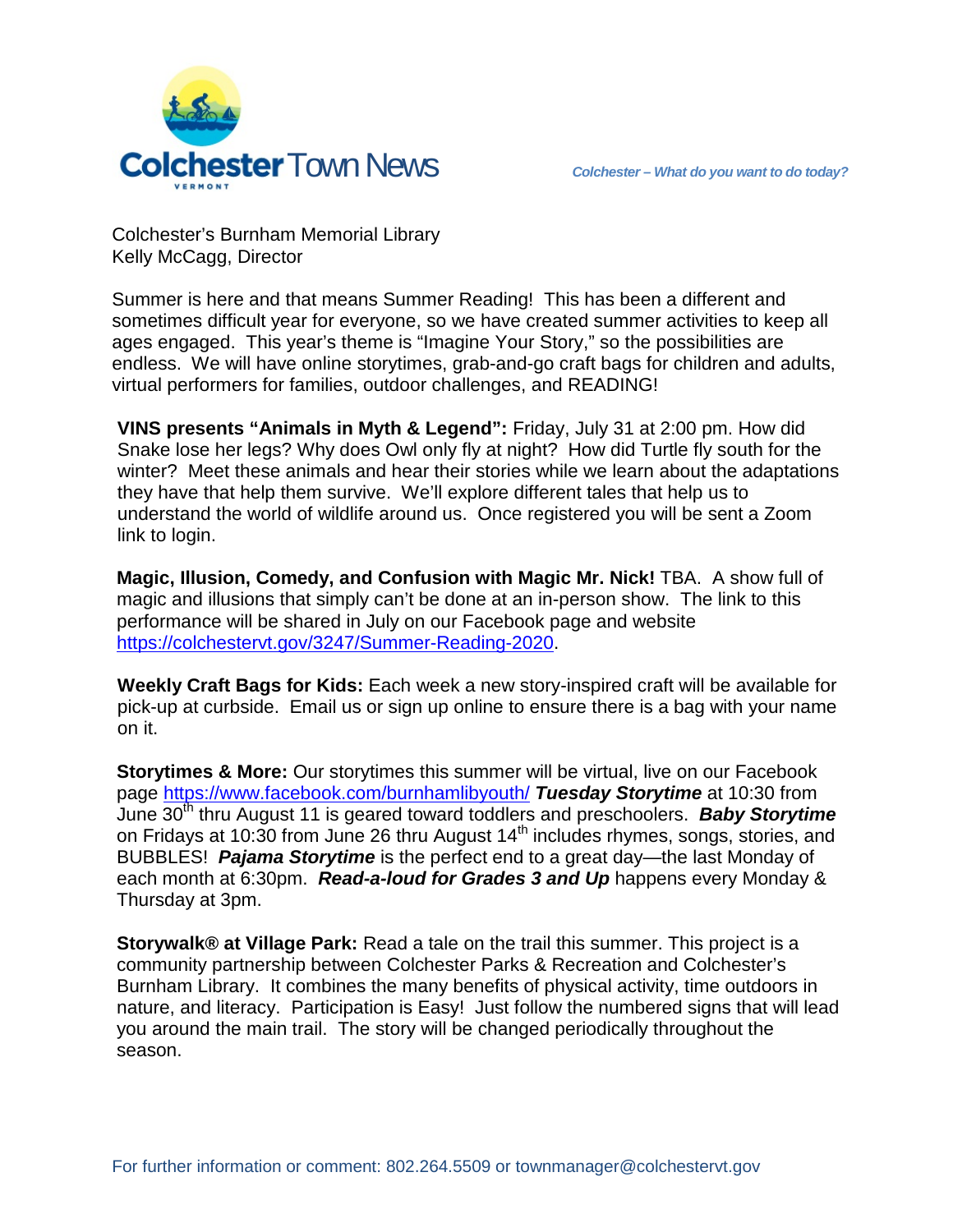Colchester's Burnham Memorial Library
Kelly McCagg, Director

Summer is here and that means Summer Reading! This has been a different and sometimes difficult year for everyone, so we have created summer activities to keep all ages engaged. This year's theme is "Imagine Your Story," so the possibilities are endless. We will have online storytimes, grab-and-go craft bags for children and adults, virtual performers for families, outdoor challenges, and READING!

**VINS presents "Animals in Myth & Legend":** Friday, July 31 at 2:00 pm. How did Snake lose her legs? Why does Owl only fly at night? How did Turtle fly south for the winter? Meet these animals and hear their stories while we learn about the adaptations they have that help them survive. We'll explore different tales that help us to understand the world of wildlife around us. Once registered you will be sent a Zoom link to login.

**Magic, Illusion, Comedy, and Confusion with Magic Mr. Nick!** TBA. A show full of magic and illusions that simply can't be done at an in-person show. The link to this performance will be shared in July on our Facebook page and website https://colchestervt.gov/3247/Summer-Reading-2020.

**Weekly Craft Bags for Kids:** Each week a new story-inspired craft will be available for pick-up at curbside. Email us or sign up online to ensure there is a bag with your name on it.

**Storytimes & More:** Our storytimes this summer will be virtual, live on our Facebook page https://www.facebook.com/burnhamlibyouth/ ***Tuesday Storytime*** at 10:30 from June 30th thru August 11 is geared toward toddlers and preschoolers. ***Baby Storytime*** on Fridays at 10:30 from June 26 thru August 14th includes rhymes, songs, stories, and BUBBLES! ***Pajama Storytime*** is the perfect end to a great day—the last Monday of each month at 6:30pm. ***Read-a-loud for Grades 3 and Up*** happens every Monday & Thursday at 3pm.

**Storywalk® at Village Park:** Read a tale on the trail this summer. This project is a community partnership between Colchester Parks & Recreation and Colchester's Burnham Library. It combines the many benefits of physical activity, time outdoors in nature, and literacy. Participation is Easy! Just follow the numbered signs that will lead you around the main trail. The story will be changed periodically throughout the season.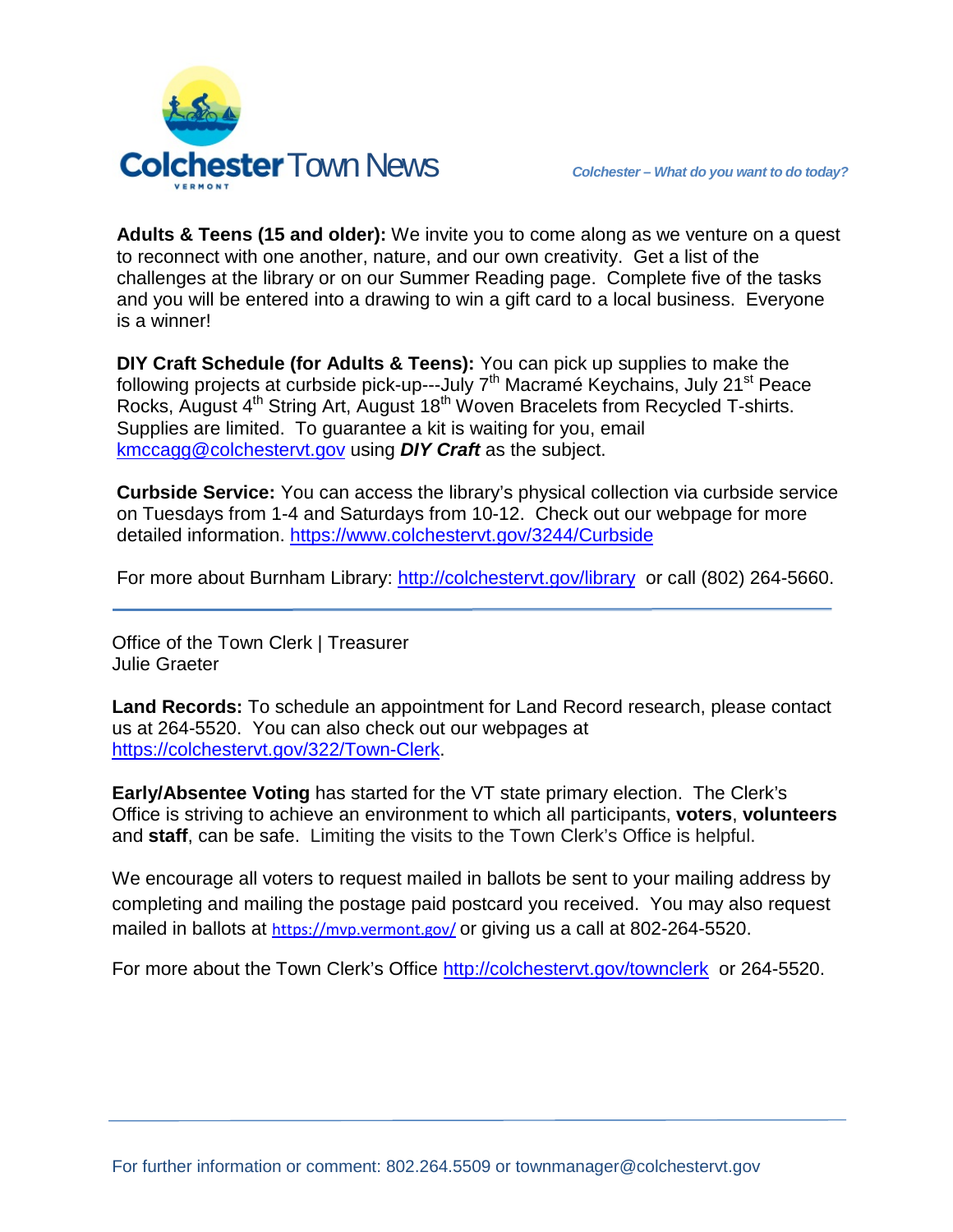**Adults & Teens (15 and older):** We invite you to come along as we venture on a quest to reconnect with one another, nature, and our own creativity. Get a list of the challenges at the library or on our Summer Reading page. Complete five of the tasks and you will be entered into a drawing to win a gift card to a local business. Everyone is a winner!

**DIY Craft Schedule (for Adults & Teens):** You can pick up supplies to make the following projects at curbside pick-up---July 7th Macramé Keychains, July 21st Peace Rocks, August 4th String Art, August 18th Woven Bracelets from Recycled T-shirts. Supplies are limited. To guarantee a kit is waiting for you, email kmccagg@colchestervt.gov using ***DIY Craft*** as the subject.

**Curbside Service:** You can access the library's physical collection via curbside service on Tuesdays from 1-4 and Saturdays from 10-12. Check out our webpage for more detailed information. https://www.colchestervt.gov/3244/Curbside

For more about Burnham Library: http://colchestervt.gov/library or call (802) 264-5660.

---

Office of the Town Clerk | Treasurer
Julie Graeter

**Land Records:** To schedule an appointment for Land Record research, please contact us at 264-5520. You can also check out our webpages at https://colchestervt.gov/322/Town-Clerk.

**Early/Absentee Voting** has started for the VT state primary election. The Clerk's Office is striving to achieve an environment to which all participants, **voters**, **volunteers** and **staff**, can be safe. Limiting the visits to the Town Clerk's Office is helpful.

We encourage all voters to request mailed in ballots be sent to your mailing address by completing and mailing the postage paid postcard you received. You may also request mailed in ballots at https://mvp.vermont.gov/ or giving us a call at 802-264-5520.

For more about the Town Clerk's Office http://colchestervt.gov/townclerk or 264-5520.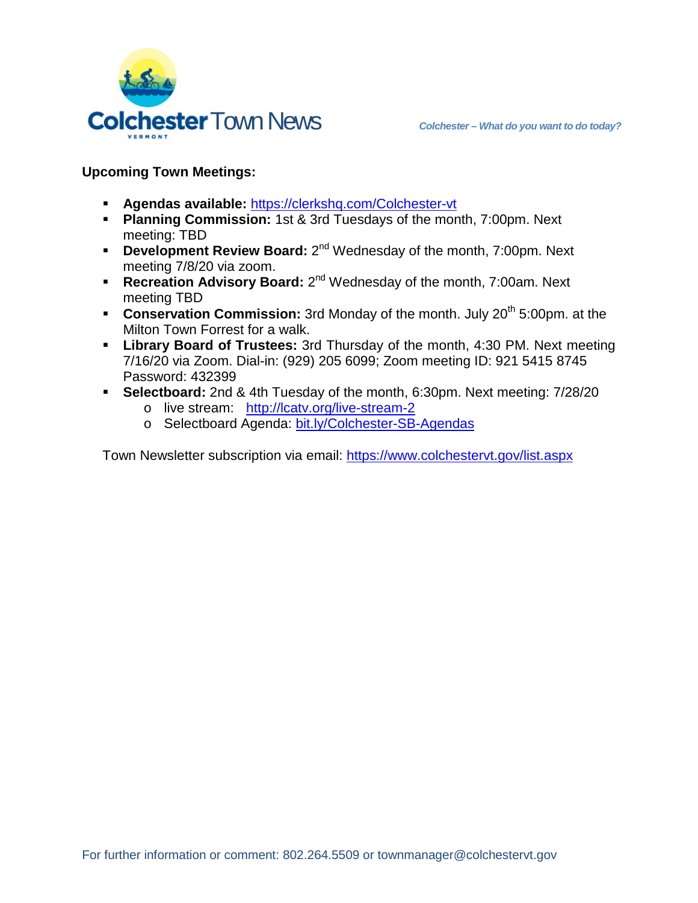**Upcoming Town Meetings:**

- **Agendas available:** https://clerkshq.com/Colchester-vt
- **Planning Commission:** 1st & 3rd Tuesdays of the month, 7:00pm. Next meeting: TBD
- **Development Review Board:** 2nd Wednesday of the month, 7:00pm. Next meeting 7/8/20 via zoom.
- **Recreation Advisory Board:** 2nd Wednesday of the month, 7:00am. Next meeting TBD
- **Conservation Commission:** 3rd Monday of the month. July 20th 5:00pm. at the Milton Town Forrest for a walk.
- **Library Board of Trustees:** 3rd Thursday of the month, 4:30 PM. Next meeting 7/16/20 via Zoom. Dial-in: (929) 205 6099; Zoom meeting ID: 921 5415 8745 Password: 432399
- **Selectboard:** 2nd & 4th Tuesday of the month, 6:30pm. Next meeting: 7/28/20
  - live stream: http://lcatv.org/live-stream-2
  - Selectboard Agenda: bit.ly/Colchester-SB-Agendas

Town Newsletter subscription via email: https://www.colchestervt.gov/list.aspx

For further information or comment: 802.264.5509 or townmanager@colchestervt.gov